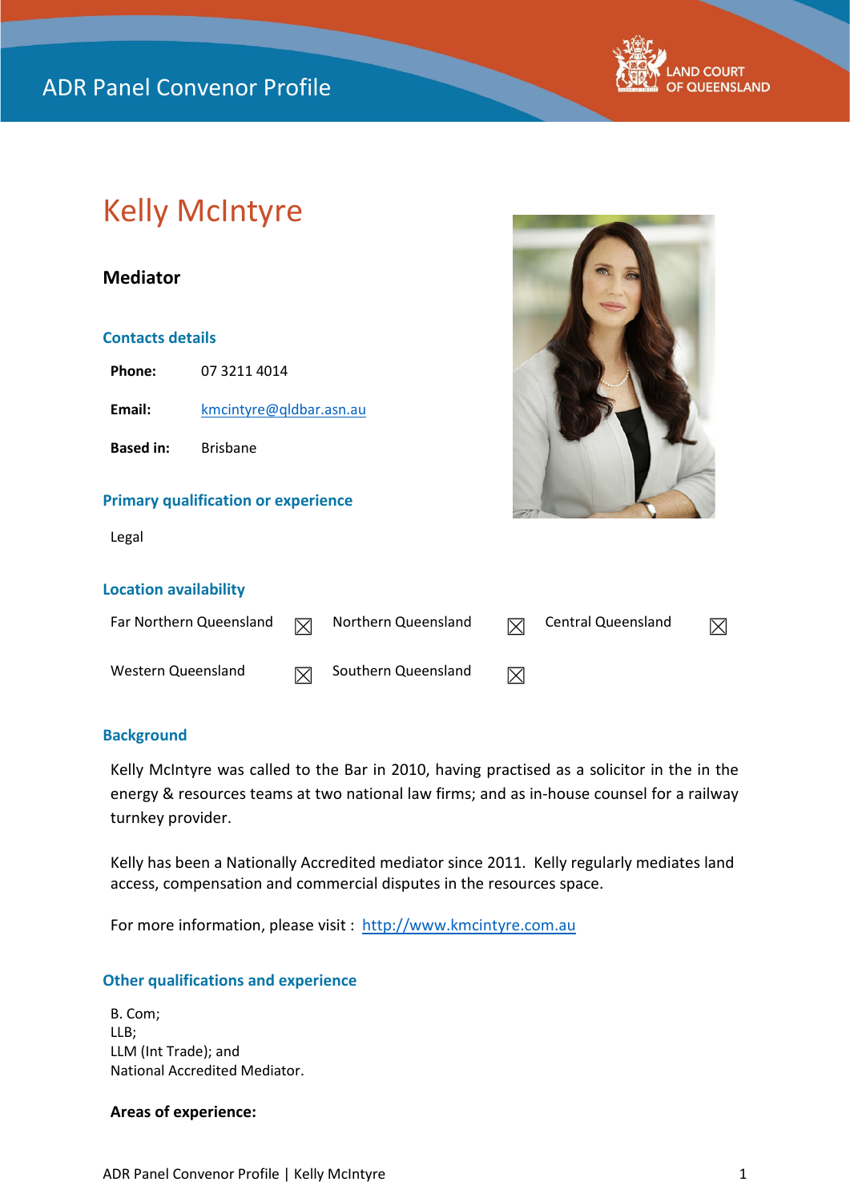ADR Panel Convenor Profile

LAND COURT OF QUEENSLAND

# Kelly McIntyre

**Mediator**

## Contacts details

**Phone:** 07 3211 4014

**Email:** kmcintyre@qldbar.asn.au

**Based in:** Brisbane

## Primary qualification or experience

Legal

## Location availability

| | | | | | |
|---|---|---|---|---|---|
| Far Northern Queensland | ☒ | Northern Queensland | ☒ | Central Queensland | ☒ |
| Western Queensland | ☒ | Southern Queensland | ☒ | | |

## Background

Kelly McIntyre was called to the Bar in 2010, having practised as a solicitor in the in the energy & resources teams at two national law firms; and as in-house counsel for a railway turnkey provider.

Kelly has been a Nationally Accredited mediator since 2011. Kelly regularly mediates land access, compensation and commercial disputes in the resources space.

For more information, please visit : http://www.kmcintyre.com.au

## Other qualifications and experience

B. Com;
LLB;
LLM (Int Trade); and
National Accredited Mediator.

**Areas of experience:**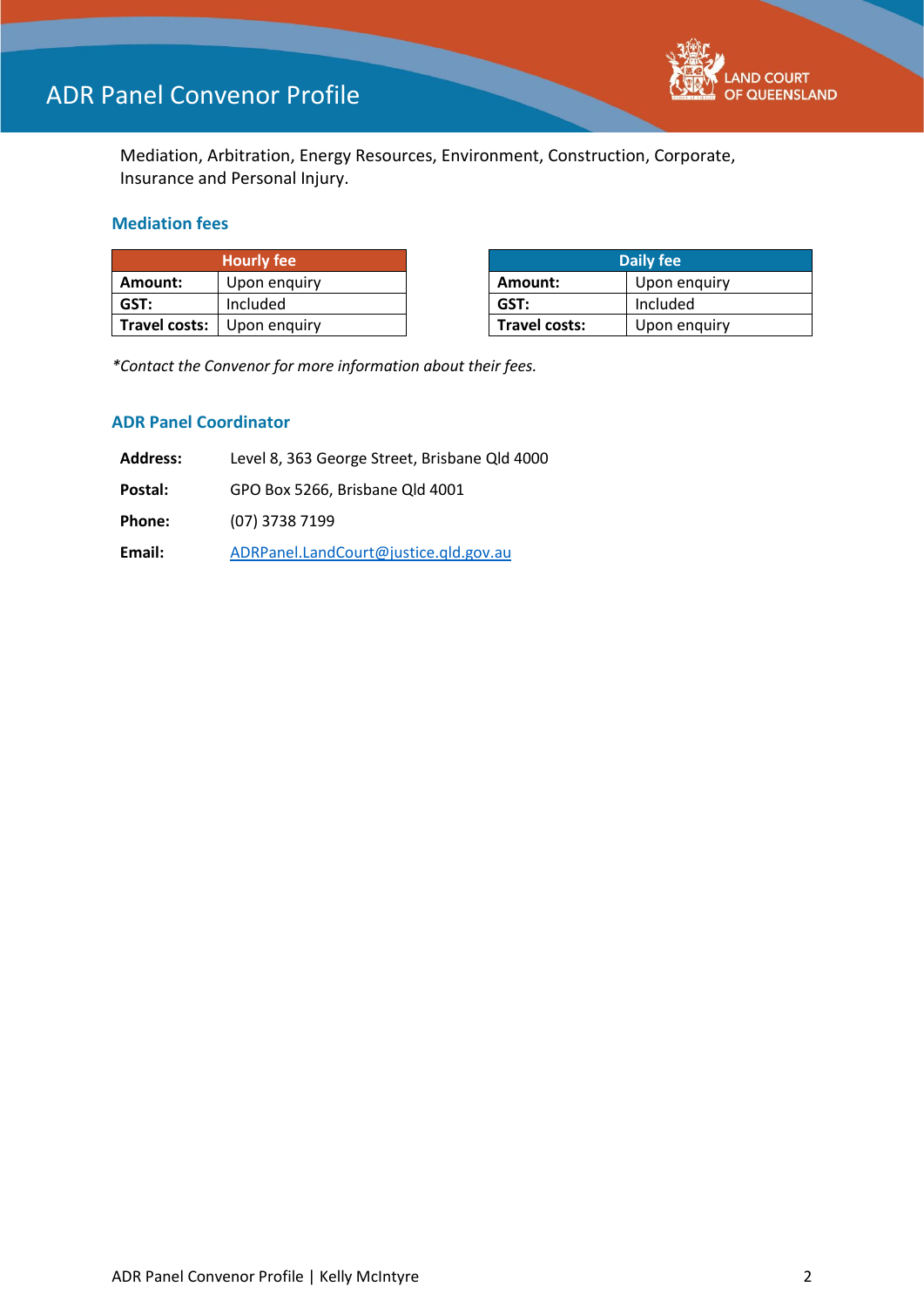Mediation, Arbitration, Energy Resources, Environment, Construction, Corporate, Insurance and Personal Injury.

## Mediation fees

| Hourly fee | |
|---|---|
| **Amount:** | Upon enquiry |
| **GST:** | Included |
| **Travel costs:** | Upon enquiry |

| Daily fee | |
|---|---|
| **Amount:** | Upon enquiry |
| **GST:** | Included |
| **Travel costs:** | Upon enquiry |

*\*Contact the Convenor for more information about their fees.*

## ADR Panel Coordinator

**Address:** Level 8, 363 George Street, Brisbane Qld 4000

**Postal:** GPO Box 5266, Brisbane Qld 4001

**Phone:** (07) 3738 7199

**Email:** ADRPanel.LandCourt@justice.qld.gov.au